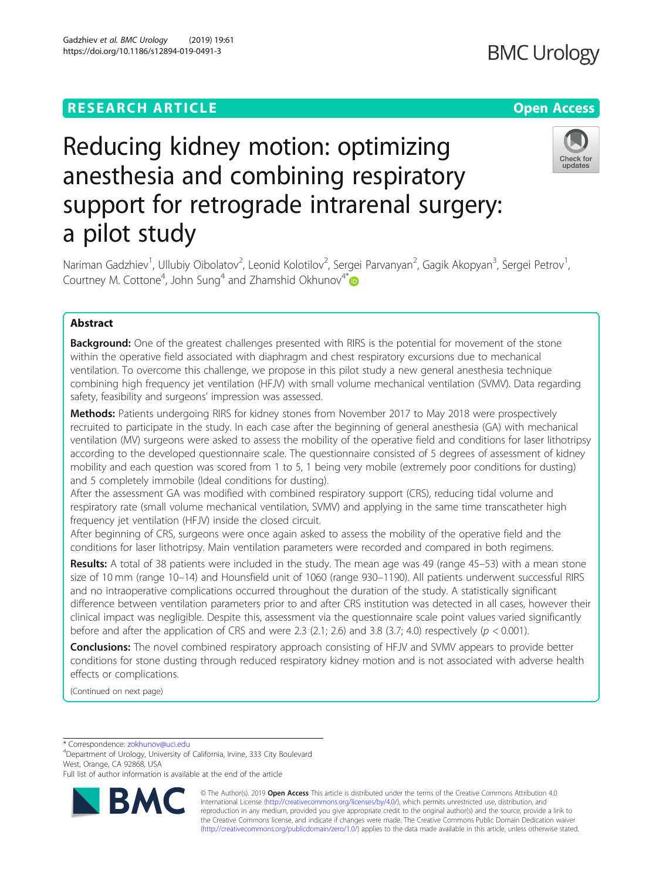RESEARCH ARTICLE

Open Access

# Reducing kidney motion: optimizing anesthesia and combining respiratory support for retrograde intrarenal surgery: a pilot study

Nariman Gadzhiev[1], Ullubiy Oibolatov[2], Leonid Kolotilov[2], Sergei Parvanyan[2], Gagik Akopyan[3], Sergei Petrov[1], Courtney M. Cottone[4], John Sung[4] and Zhamshid Okhunov[4*]

## Abstract

**Background:** One of the greatest challenges presented with RIRS is the potential for movement of the stone within the operative field associated with diaphragm and chest respiratory excursions due to mechanical ventilation. To overcome this challenge, we propose in this pilot study a new general anesthesia technique combining high frequency jet ventilation (HFJV) with small volume mechanical ventilation (SVMV). Data regarding safety, feasibility and surgeons' impression was assessed.

**Methods:** Patients undergoing RIRS for kidney stones from November 2017 to May 2018 were prospectively recruited to participate in the study. In each case after the beginning of general anesthesia (GA) with mechanical ventilation (MV) surgeons were asked to assess the mobility of the operative field and conditions for laser lithotripsy according to the developed questionnaire scale. The questionnaire consisted of 5 degrees of assessment of kidney mobility and each question was scored from 1 to 5, 1 being very mobile (extremely poor conditions for dusting) and 5 completely immobile (Ideal conditions for dusting).

After the assessment GA was modified with combined respiratory support (CRS), reducing tidal volume and respiratory rate (small volume mechanical ventilation, SVMV) and applying in the same time transcatheter high frequency jet ventilation (HFJV) inside the closed circuit.

After beginning of CRS, surgeons were once again asked to assess the mobility of the operative field and the conditions for laser lithotripsy. Main ventilation parameters were recorded and compared in both regimens.

**Results:** A total of 38 patients were included in the study. The mean age was 49 (range 45–53) with a mean stone size of 10 mm (range 10–14) and Hounsfield unit of 1060 (range 930–1190). All patients underwent successful RIRS and no intraoperative complications occurred throughout the duration of the study. A statistically significant difference between ventilation parameters prior to and after CRS institution was detected in all cases, however their clinical impact was negligible. Despite this, assessment via the questionnaire scale point values varied significantly before and after the application of CRS and were 2.3 (2.1; 2.6) and 3.8 (3.7; 4.0) respectively ($p < 0.001$).

**Conclusions:** The novel combined respiratory approach consisting of HFJV and SVMV appears to provide better conditions for stone dusting through reduced respiratory kidney motion and is not associated with adverse health effects or complications.

(Continued on next page)

* Correspondence: zokhunov@uci.edu
[4]Department of Urology, University of California, Irvine, 333 City Boulevard West, Orange, CA 92868, USA
Full list of author information is available at the end of the article

© The Author(s). 2019 **Open Access** This article is distributed under the terms of the Creative Commons Attribution 4.0 International License (http://creativecommons.org/licenses/by/4.0/), which permits unrestricted use, distribution, and reproduction in any medium, provided you give appropriate credit to the original author(s) and the source, provide a link to the Creative Commons license, and indicate if changes were made. The Creative Commons Public Domain Dedication waiver (http://creativecommons.org/publicdomain/zero/1.0/) applies to the data made available in this article, unless otherwise stated.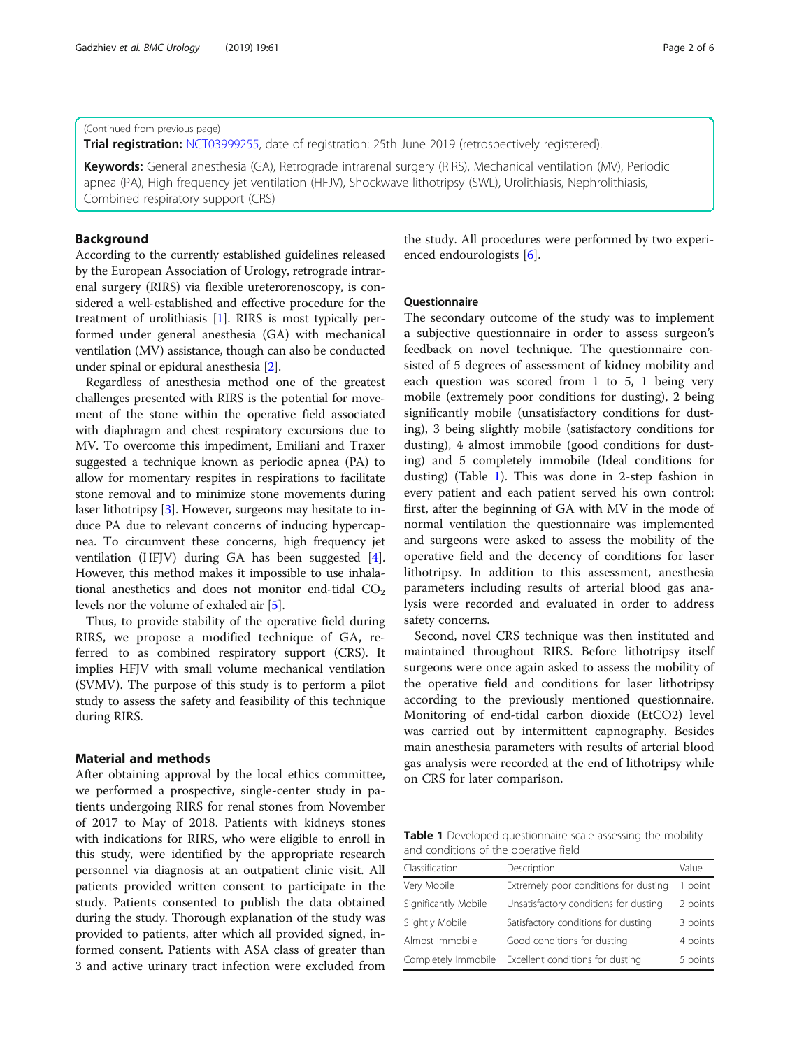(Continued from previous page)

**Trial registration:** NCT03999255, date of registration: 25th June 2019 (retrospectively registered).

**Keywords:** General anesthesia (GA), Retrograde intrarenal surgery (RIRS), Mechanical ventilation (MV), Periodic apnea (PA), High frequency jet ventilation (HFJV), Shockwave lithotripsy (SWL), Urolithiasis, Nephrolithiasis, Combined respiratory support (CRS)

## Background

According to the currently established guidelines released by the European Association of Urology, retrograde intrarenal surgery (RIRS) via flexible ureterorenoscopy, is considered a well-established and effective procedure for the treatment of urolithiasis [1]. RIRS is most typically performed under general anesthesia (GA) with mechanical ventilation (MV) assistance, though can also be conducted under spinal or epidural anesthesia [2].

Regardless of anesthesia method one of the greatest challenges presented with RIRS is the potential for movement of the stone within the operative field associated with diaphragm and chest respiratory excursions due to MV. To overcome this impediment, Emiliani and Traxer suggested a technique known as periodic apnea (PA) to allow for momentary respites in respirations to facilitate stone removal and to minimize stone movements during laser lithotripsy [3]. However, surgeons may hesitate to induce PA due to relevant concerns of inducing hypercapnea. To circumvent these concerns, high frequency jet ventilation (HFJV) during GA has been suggested [4]. However, this method makes it impossible to use inhalational anesthetics and does not monitor end-tidal $CO_2$ levels nor the volume of exhaled air [5].

Thus, to provide stability of the operative field during RIRS, we propose a modified technique of GA, referred to as combined respiratory support (CRS). It implies HFJV with small volume mechanical ventilation (SVMV). The purpose of this study is to perform a pilot study to assess the safety and feasibility of this technique during RIRS.

## Material and methods

After obtaining approval by the local ethics committee, we performed a prospective, single-center study in patients undergoing RIRS for renal stones from November of 2017 to May of 2018. Patients with kidneys stones with indications for RIRS, who were eligible to enroll in this study, were identified by the appropriate research personnel via diagnosis at an outpatient clinic visit. All patients provided written consent to participate in the study. Patients consented to publish the data obtained during the study. Thorough explanation of the study was provided to patients, after which all provided signed, informed consent. Patients with ASA class of greater than 3 and active urinary tract infection were excluded from the study. All procedures were performed by two experienced endourologists [6].

### Questionnaire

The secondary outcome of the study was to implement **a** subjective questionnaire in order to assess surgeon's feedback on novel technique. The questionnaire consisted of 5 degrees of assessment of kidney mobility and each question was scored from 1 to 5, 1 being very mobile (extremely poor conditions for dusting), 2 being significantly mobile (unsatisfactory conditions for dusting), 3 being slightly mobile (satisfactory conditions for dusting), 4 almost immobile (good conditions for dusting) and 5 completely immobile (Ideal conditions for dusting) (Table 1). This was done in 2-step fashion in every patient and each patient served his own control: first, after the beginning of GA with MV in the mode of normal ventilation the questionnaire was implemented and surgeons were asked to assess the mobility of the operative field and the decency of conditions for laser lithotripsy. In addition to this assessment, anesthesia parameters including results of arterial blood gas analysis were recorded and evaluated in order to address safety concerns.

Second, novel CRS technique was then instituted and maintained throughout RIRS. Before lithotripsy itself surgeons were once again asked to assess the mobility of the operative field and conditions for laser lithotripsy according to the previously mentioned questionnaire. Monitoring of end-tidal carbon dioxide (EtCO2) level was carried out by intermittent capnography. Besides main anesthesia parameters with results of arterial blood gas analysis were recorded at the end of lithotripsy while on CRS for later comparison.

**Table 1** Developed questionnaire scale assessing the mobility and conditions of the operative field

| Classification | Description | Value |
|---|---|---|
| Very Mobile | Extremely poor conditions for dusting | 1 point |
| Significantly Mobile | Unsatisfactory conditions for dusting | 2 points |
| Slightly Mobile | Satisfactory conditions for dusting | 3 points |
| Almost Immobile | Good conditions for dusting | 4 points |
| Completely Immobile | Excellent conditions for dusting | 5 points |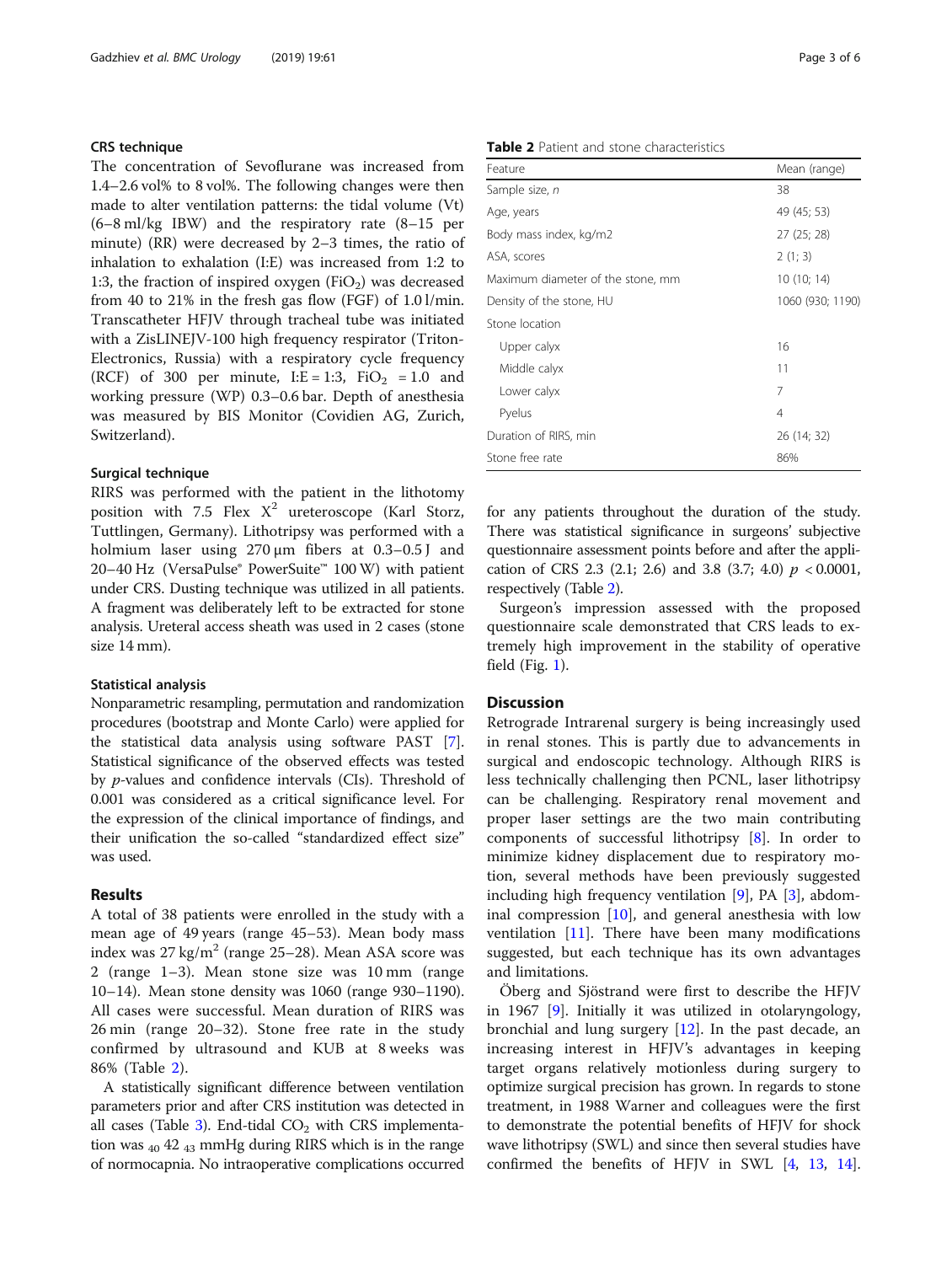### CRS technique

The concentration of Sevoflurane was increased from 1.4–2.6 vol% to 8 vol%. The following changes were then made to alter ventilation patterns: the tidal volume (Vt) (6–8 ml/kg IBW) and the respiratory rate (8–15 per minute) (RR) were decreased by 2–3 times, the ratio of inhalation to exhalation (I:E) was increased from 1:2 to 1:3, the fraction of inspired oxygen ($FiO_2$) was decreased from 40 to 21% in the fresh gas flow (FGF) of 1.0 l/min. Transcatheter HFJV through tracheal tube was initiated with a ZisLINEJV-100 high frequency respirator (Triton-Electronics, Russia) with a respiratory cycle frequency (RCF) of 300 per minute, I:E = 1:3, $FiO_2$ = 1.0 and working pressure (WP) 0.3–0.6 bar. Depth of anesthesia was measured by BIS Monitor (Covidien AG, Zurich, Switzerland).

### Surgical technique

RIRS was performed with the patient in the lithotomy position with 7.5 Flex $X^2$ ureteroscope (Karl Storz, Tuttlingen, Germany). Lithotripsy was performed with a holmium laser using 270 μm fibers at 0.3–0.5 J and 20–40 Hz (VersaPulse® PowerSuite™ 100 W) with patient under CRS. Dusting technique was utilized in all patients. A fragment was deliberately left to be extracted for stone analysis. Ureteral access sheath was used in 2 cases (stone size 14 mm).

### Statistical analysis

Nonparametric resampling, permutation and randomization procedures (bootstrap and Monte Carlo) were applied for the statistical data analysis using software PAST [7]. Statistical significance of the observed effects was tested by *p*-values and confidence intervals (CIs). Threshold of 0.001 was considered as a critical significance level. For the expression of the clinical importance of findings, and their unification the so-called "standardized effect size" was used.

## Results

A total of 38 patients were enrolled in the study with a mean age of 49 years (range 45–53). Mean body mass index was 27 kg/m$^2$ (range 25–28). Mean ASA score was 2 (range 1–3). Mean stone size was 10 mm (range 10–14). Mean stone density was 1060 (range 930–1190). All cases were successful. Mean duration of RIRS was 26 min (range 20–32). Stone free rate in the study confirmed by ultrasound and KUB at 8 weeks was 86% (Table 2).

A statistically significant difference between ventilation parameters prior and after CRS institution was detected in all cases (Table 3). End-tidal $CO_2$ with CRS implementation was $_{40}\,42\,_{43}$ mmHg during RIRS which is in the range of normocapnia. No intraoperative complications occurred for any patients throughout the duration of the study. There was statistical significance in surgeons' subjective questionnaire assessment points before and after the application of CRS 2.3 (2.1; 2.6) and 3.8 (3.7; 4.0) $p < 0.0001$, respectively (Table 2).

Surgeon's impression assessed with the proposed questionnaire scale demonstrated that CRS leads to extremely high improvement in the stability of operative field (Fig. 1).

**Table 2** Patient and stone characteristics

| Feature | Mean (range) |
|---|---|
| Sample size, *n* | 38 |
| Age, years | 49 (45; 53) |
| Body mass index, kg/m2 | 27 (25; 28) |
| ASA, scores | 2 (1; 3) |
| Maximum diameter of the stone, mm | 10 (10; 14) |
| Density of the stone, HU | 1060 (930; 1190) |
| Stone location | |
| Upper calyx | 16 |
| Middle calyx | 11 |
| Lower calyx | 7 |
| Pyelus | 4 |
| Duration of RIRS, min | 26 (14; 32) |
| Stone free rate | 86% |

## Discussion

Retrograde Intrarenal surgery is being increasingly used in renal stones. This is partly due to advancements in surgical and endoscopic technology. Although RIRS is less technically challenging then PCNL, laser lithotripsy can be challenging. Respiratory renal movement and proper laser settings are the two main contributing components of successful lithotripsy [8]. In order to minimize kidney displacement due to respiratory motion, several methods have been previously suggested including high frequency ventilation [9], PA [3], abdominal compression [10], and general anesthesia with low ventilation [11]. There have been many modifications suggested, but each technique has its own advantages and limitations.

Öberg and Sjöstrand were first to describe the HFJV in 1967 [9]. Initially it was utilized in otolaryngology, bronchial and lung surgery [12]. In the past decade, an increasing interest in HFJV's advantages in keeping target organs relatively motionless during surgery to optimize surgical precision has grown. In regards to stone treatment, in 1988 Warner and colleagues were the first to demonstrate the potential benefits of HFJV for shock wave lithotripsy (SWL) and since then several studies have confirmed the benefits of HFJV in SWL [4, 13, 14].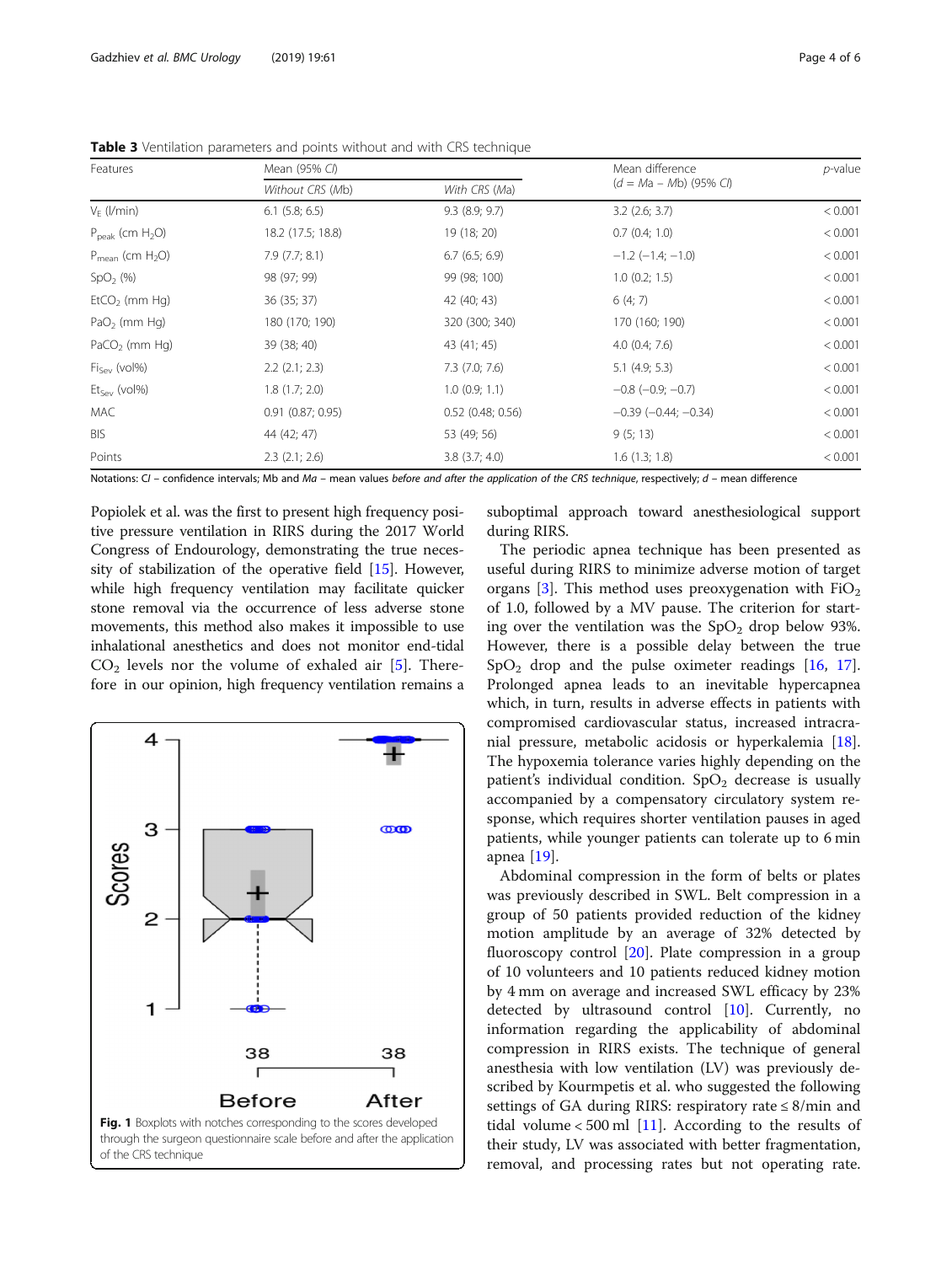**Table 3** Ventilation parameters and points without and with CRS technique

| Features | Mean (95% CI) | | Mean difference ($d$ = Ma − Mb) (95% CI) | p-value |
|---|---|---|---|---|
| | *Without CRS (Mb)* | *With CRS (Ma)* | | |
| $V_E$ (l/min) | 6.1 (5.8; 6.5) | 9.3 (8.9; 9.7) | 3.2 (2.6; 3.7) | < 0.001 |
| $P_{peak}$ (cm $H_2O$) | 18.2 (17.5; 18.8) | 19 (18; 20) | 0.7 (0.4; 1.0) | < 0.001 |
| $P_{mean}$ (cm $H_2O$) | 7.9 (7.7; 8.1) | 6.7 (6.5; 6.9) | −1.2 (−1.4; −1.0) | < 0.001 |
| $SpO_2$ (%) | 98 (97; 99) | 99 (98; 100) | 1.0 (0.2; 1.5) | < 0.001 |
| $EtCO_2$ (mm Hg) | 36 (35; 37) | 42 (40; 43) | 6 (4; 7) | < 0.001 |
| $PaO_2$ (mm Hg) | 180 (170; 190) | 320 (300; 340) | 170 (160; 190) | < 0.001 |
| $PaCO_2$ (mm Hg) | 39 (38; 40) | 43 (41; 45) | 4.0 (0.4; 7.6) | < 0.001 |
| $Fi_{Sev}$ (vol%) | 2.2 (2.1; 2.3) | 7.3 (7.0; 7.6) | 5.1 (4.9; 5.3) | < 0.001 |
| $Et_{Sev}$ (vol%) | 1.8 (1.7; 2.0) | 1.0 (0.9; 1.1) | −0.8 (−0.9; −0.7) | < 0.001 |
| MAC | 0.91 (0.87; 0.95) | 0.52 (0.48; 0.56) | −0.39 (−0.44; −0.34) | < 0.001 |
| BIS | 44 (42; 47) | 53 (49; 56) | 9 (5; 13) | < 0.001 |
| Points | 2.3 (2.1; 2.6) | 3.8 (3.7; 4.0) | 1.6 (1.3; 1.8) | < 0.001 |

Notations: CI – confidence intervals; Mb and Ma – mean values *before and after the application of the CRS technique*, respectively; d – mean difference

Popiolek et al. was the first to present high frequency positive pressure ventilation in RIRS during the 2017 World Congress of Endourology, demonstrating the true necessity of stabilization of the operative field [15]. However, while high frequency ventilation may facilitate quicker stone removal via the occurrence of less adverse stone movements, this method also makes it impossible to use inhalational anesthetics and does not monitor end-tidal $CO_2$ levels nor the volume of exhaled air [5]. Therefore in our opinion, high frequency ventilation remains a suboptimal approach toward anesthesiological support during RIRS.

**Fig. 1** Boxplots with notches corresponding to the scores developed through the surgeon questionnaire scale before and after the application of the CRS technique

The periodic apnea technique has been presented as useful during RIRS to minimize adverse motion of target organs [3]. This method uses preoxygenation with $FiO_2$ of 1.0, followed by a MV pause. The criterion for starting over the ventilation was the $SpO_2$ drop below 93%. However, there is a possible delay between the true $SpO_2$ drop and the pulse oximeter readings [16, 17]. Prolonged apnea leads to an inevitable hypercapnea which, in turn, results in adverse effects in patients with compromised cardiovascular status, increased intracranial pressure, metabolic acidosis or hyperkalemia [18]. The hypoxemia tolerance varies highly depending on the patient's individual condition. $SpO_2$ decrease is usually accompanied by a compensatory circulatory system response, which requires shorter ventilation pauses in aged patients, while younger patients can tolerate up to 6 min apnea [19].

Abdominal compression in the form of belts or plates was previously described in SWL. Belt compression in a group of 50 patients provided reduction of the kidney motion amplitude by an average of 32% detected by fluoroscopy control [20]. Plate compression in a group of 10 volunteers and 10 patients reduced kidney motion by 4 mm on average and increased SWL efficacy by 23% detected by ultrasound control [10]. Currently, no information regarding the applicability of abdominal compression in RIRS exists. The technique of general anesthesia with low ventilation (LV) was previously described by Kourmpetis et al. who suggested the following settings of GA during RIRS: respiratory rate ≤ 8/min and tidal volume < 500 ml [11]. According to the results of their study, LV was associated with better fragmentation, removal, and processing rates but not operating rate.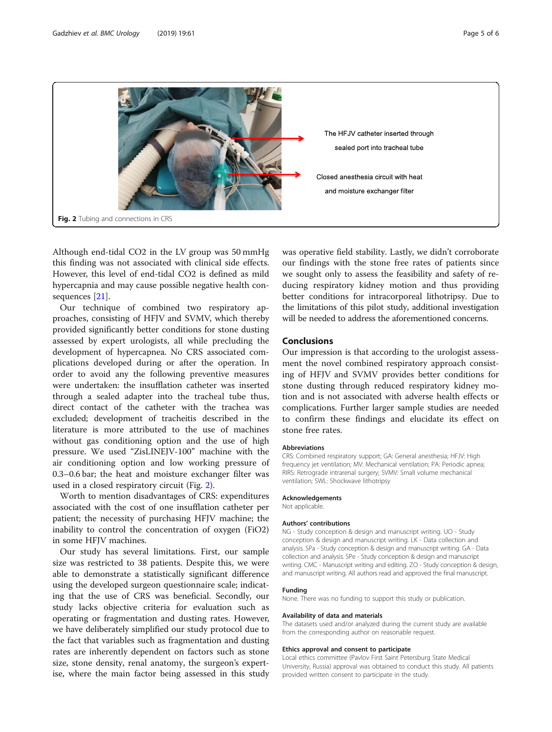The HFJV catheter inserted through sealed port into tracheal tube

Closed anesthesia circuit with heat and moisture exchanger filter

**Fig. 2** Tubing and connections in CRS

Although end-tidal $CO_2$ in the LV group was 50 mmHg this finding was not associated with clinical side effects. However, this level of end-tidal $CO_2$ is defined as mild hypercapnia and may cause possible negative health consequences [21].

Our technique of combined two respiratory approaches, consisting of HFJV and SVMV, which thereby provided significantly better conditions for stone dusting assessed by expert urologists, all while precluding the development of hypercapnea. No CRS associated complications developed during or after the operation. In order to avoid any the following preventive measures were undertaken: the insufflation catheter was inserted through a sealed adapter into the tracheal tube thus, direct contact of the catheter with the trachea was excluded; development of tracheitis described in the literature is more attributed to the use of machines without gas conditioning option and the use of high pressure. We used "ZisLINEJV-100" machine with the air conditioning option and low working pressure of 0.3–0.6 bar; the heat and moisture exchanger filter was used in a closed respiratory circuit (Fig. 2).

Worth to mention disadvantages of CRS: expenditures associated with the cost of one insufflation catheter per patient; the necessity of purchasing HFJV machine; the inability to control the concentration of oxygen ($FiO_2$) in some HFJV machines.

Our study has several limitations. First, our sample size was restricted to 38 patients. Despite this, we were able to demonstrate a statistically significant difference using the developed surgeon questionnaire scale; indicating that the use of CRS was beneficial. Secondly, our study lacks objective criteria for evaluation such as operating or fragmentation and dusting rates. However, we have deliberately simplified our study protocol due to the fact that variables such as fragmentation and dusting rates are inherently dependent on factors such as stone size, stone density, renal anatomy, the surgeon's expertise, where the main factor being assessed in this study was operative field stability. Lastly, we didn't corroborate our findings with the stone free rates of patients since we sought only to assess the feasibility and safety of reducing respiratory kidney motion and thus providing better conditions for intracorporeal lithotripsy. Due to the limitations of this pilot study, additional investigation will be needed to address the aforementioned concerns.

## Conclusions

Our impression is that according to the urologist assessment the novel combined respiratory approach consisting of HFJV and SVMV provides better conditions for stone dusting through reduced respiratory kidney motion and is not associated with adverse health effects or complications. Further larger sample studies are needed to confirm these findings and elucidate its effect on stone free rates.

### Abbreviations

CRS: Combined respiratory support; GA: General anesthesia; HFJV: High frequency jet ventilation; MV: Mechanical ventilation; PA: Periodic apnea; RIRS: Retrograde intrarenal surgery; SVMV: Small volume mechanical ventilation; SWL: Shockwave lithotripsy

### Acknowledgements

Not applicable.

### Authors' contributions

NG - Study conception & design and manuscript writing. UO - Study conception & design and manuscript writing. LK - Data collection and analysis. SPa - Study conception & design and manuscript writing. GA - Data collection and analysis. SPe - Study conception & design and manuscript writing. CMC - Manuscript writing and editing. ZO - Study conception & design, and manuscript writing. All authors read and approved the final manuscript.

### Funding

None. There was no funding to support this study or publication.

### Availability of data and materials

The datasets used and/or analyzed during the current study are available from the corresponding author on reasonable request.

### Ethics approval and consent to participate

Local ethics committee (Pavlov First Saint Petersburg State Medical University, Russia) approval was obtained to conduct this study. All patients provided written consent to participate in the study.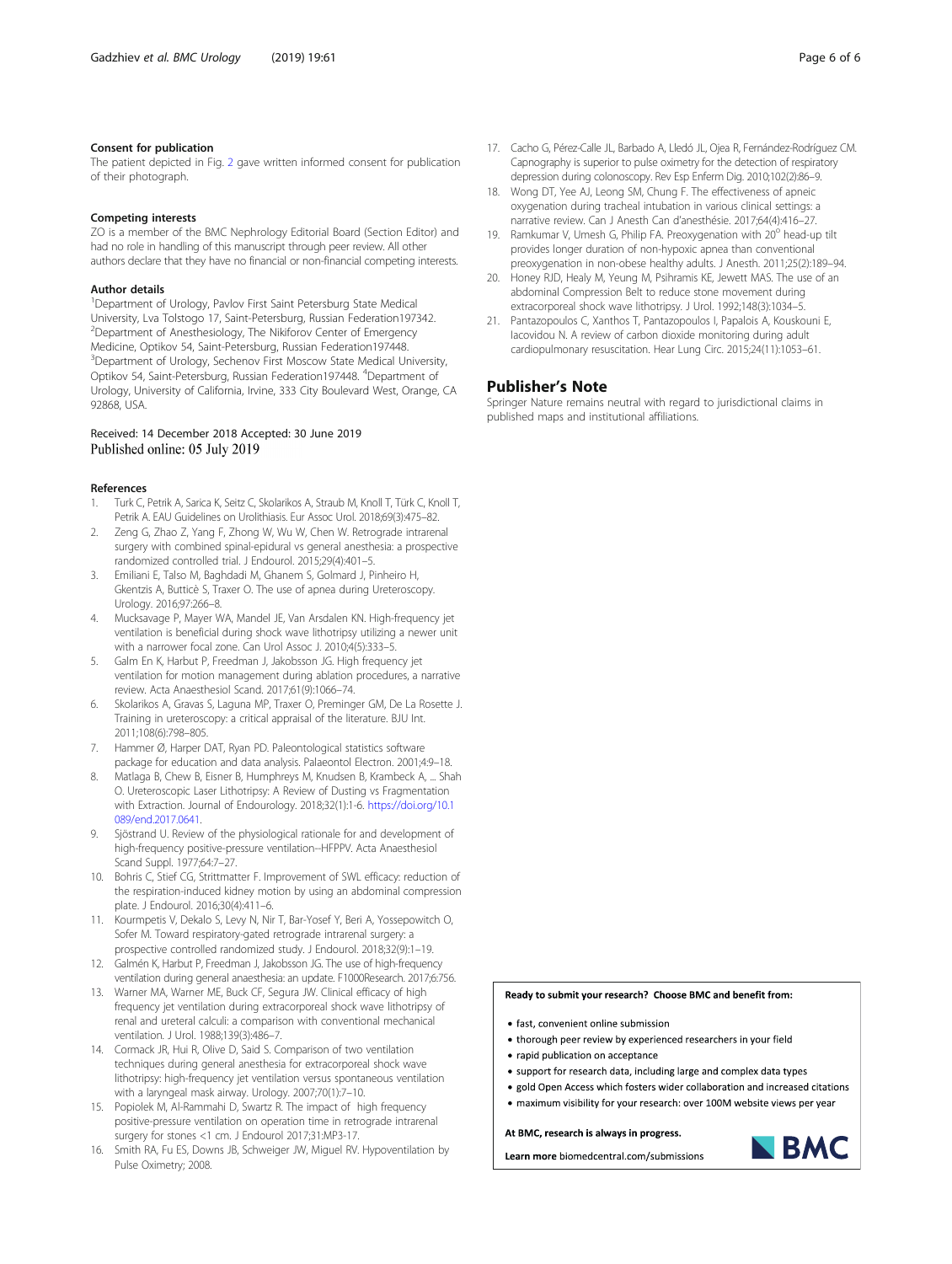### Consent for publication

The patient depicted in Fig. 2 gave written informed consent for publication of their photograph.

### Competing interests

ZO is a member of the BMC Nephrology Editorial Board (Section Editor) and had no role in handling of this manuscript through peer review. All other authors declare that they have no financial or non-financial competing interests.

### Author details

[1]Department of Urology, Pavlov First Saint Petersburg State Medical University, Lva Tolstogo 17, Saint-Petersburg, Russian Federation197342. [2]Department of Anesthesiology, The Nikiforov Center of Emergency Medicine, Optikov 54, Saint-Petersburg, Russian Federation197448. [3]Department of Urology, Sechenov First Moscow State Medical University, Optikov 54, Saint-Petersburg, Russian Federation197448. [4]Department of Urology, University of California, Irvine, 333 City Boulevard West, Orange, CA 92868, USA.

Received: 14 December 2018 Accepted: 30 June 2019
Published online: 05 July 2019

### References

1. Turk C, Petrik A, Sarica K, Seitz C, Skolarikos A, Straub M, Knoll T, Türk C, Knoll T, Petrik A. EAU Guidelines on Urolithiasis. Eur Assoc Urol. 2018;69(3):475–82.
2. Zeng G, Zhao Z, Yang F, Zhong W, Wu W, Chen W. Retrograde intrarenal surgery with combined spinal-epidural vs general anesthesia: a prospective randomized controlled trial. J Endourol. 2015;29(4):401–5.
3. Emiliani E, Talso M, Baghdadi M, Ghanem S, Golmard J, Pinheiro H, Gkentzis A, Butticè S, Traxer O. The use of apnea during Ureteroscopy. Urology. 2016;97:266–8.
4. Mucksavage P, Mayer WA, Mandel JE, Van Arsdalen KN. High-frequency jet ventilation is beneficial during shock wave lithotripsy utilizing a newer unit with a narrower focal zone. Can Urol Assoc J. 2010;4(5):333–5.
5. Galm En K, Harbut P, Freedman J, Jakobsson JG. High frequency jet ventilation for motion management during ablation procedures, a narrative review. Acta Anaesthesiol Scand. 2017;61(9):1066–74.
6. Skolarikos A, Gravas S, Laguna MP, Traxer O, Preminger GM, De La Rosette J. Training in ureteroscopy: a critical appraisal of the literature. BJU Int. 2011;108(6):798–805.
7. Hammer Ø, Harper DAT, Ryan PD. Paleontological statistics software package for education and data analysis. Palaeontol Electron. 2001;4:9–18.
8. Matlaga B, Chew B, Eisner B, Humphreys M, Knudsen B, Krambeck A, ... Shah O. Ureteroscopic Laser Lithotripsy: A Review of Dusting vs Fragmentation with Extraction. Journal of Endourology. 2018;32(1):1-6. https://doi.org/10.1089/end.2017.0641.
9. Sjöstrand U. Review of the physiological rationale for and development of high-frequency positive-pressure ventilation--HFPPV. Acta Anaesthesiol Scand Suppl. 1977;64:7–27.
10. Bohris C, Stief CG, Strittmatter F. Improvement of SWL efficacy: reduction of the respiration-induced kidney motion by using an abdominal compression plate. J Endourol. 2016;30(4):411–6.
11. Kourmpetis V, Dekalo S, Levy N, Nir T, Bar-Yosef Y, Beri A, Yossepowitch O, Sofer M. Toward respiratory-gated retrograde intrarenal surgery: a prospective controlled randomized study. J Endourol. 2018;32(9):1–19.
12. Galmén K, Harbut P, Freedman J, Jakobsson JG. The use of high-frequency ventilation during general anaesthesia: an update. F1000Research. 2017;6:756.
13. Warner MA, Warner ME, Buck CF, Segura JW. Clinical efficacy of high frequency jet ventilation during extracorporeal shock wave lithotripsy of renal and ureteral calculi: a comparison with conventional mechanical ventilation. J Urol. 1988;139(3):486–7.
14. Cormack JR, Hui R, Olive D, Said S. Comparison of two ventilation techniques during general anesthesia for extracorporeal shock wave lithotripsy: high-frequency jet ventilation versus spontaneous ventilation with a laryngeal mask airway. Urology. 2007;70(1):7–10.
15. Popiolek M, Al-Rammahi D, Swartz R. The impact of high frequency positive-pressure ventilation on operation time in retrograde intrarenal surgery for stones <1 cm. J Endourol 2017;31:MP3-17.
16. Smith RA, Fu ES, Downs JB, Schweiger JW, Miguel RV. Hypoventilation by Pulse Oximetry; 2008.
17. Cacho G, Pérez-Calle JL, Barbado A, Lledó JL, Ojea R, Fernández-Rodríguez CM. Capnography is superior to pulse oximetry for the detection of respiratory depression during colonoscopy. Rev Esp Enferm Dig. 2010;102(2):86–9.
18. Wong DT, Yee AJ, Leong SM, Chung F. The effectiveness of apneic oxygenation during tracheal intubation in various clinical settings: a narrative review. Can J Anesth Can d'anesthésie. 2017;64(4):416–27.
19. Ramkumar V, Umesh G, Philip FA. Preoxygenation with 20° head-up tilt provides longer duration of non-hypoxic apnea than conventional preoxygenation in non-obese healthy adults. J Anesth. 2011;25(2):189–94.
20. Honey RJD, Healy M, Yeung M, Psihramis KE, Jewett MAS. The use of an abdominal Compression Belt to reduce stone movement during extracorporeal shock wave lithotripsy. J Urol. 1992;148(3):1034–5.
21. Pantazopoulos C, Xanthos T, Pantazopoulos I, Papalois A, Kouskouni E, Iacovidou N. A review of carbon dioxide monitoring during adult cardiopulmonary resuscitation. Hear Lung Circ. 2015;24(11):1053–61.

## Publisher's Note

Springer Nature remains neutral with regard to jurisdictional claims in published maps and institutional affiliations.

**Ready to submit your research? Choose BMC and benefit from:**

- fast, convenient online submission
- thorough peer review by experienced researchers in your field
- rapid publication on acceptance
- support for research data, including large and complex data types
- gold Open Access which fosters wider collaboration and increased citations
- maximum visibility for your research: over 100M website views per year

**At BMC, research is always in progress.**

**Learn more** biomedcentral.com/submissions

BMC